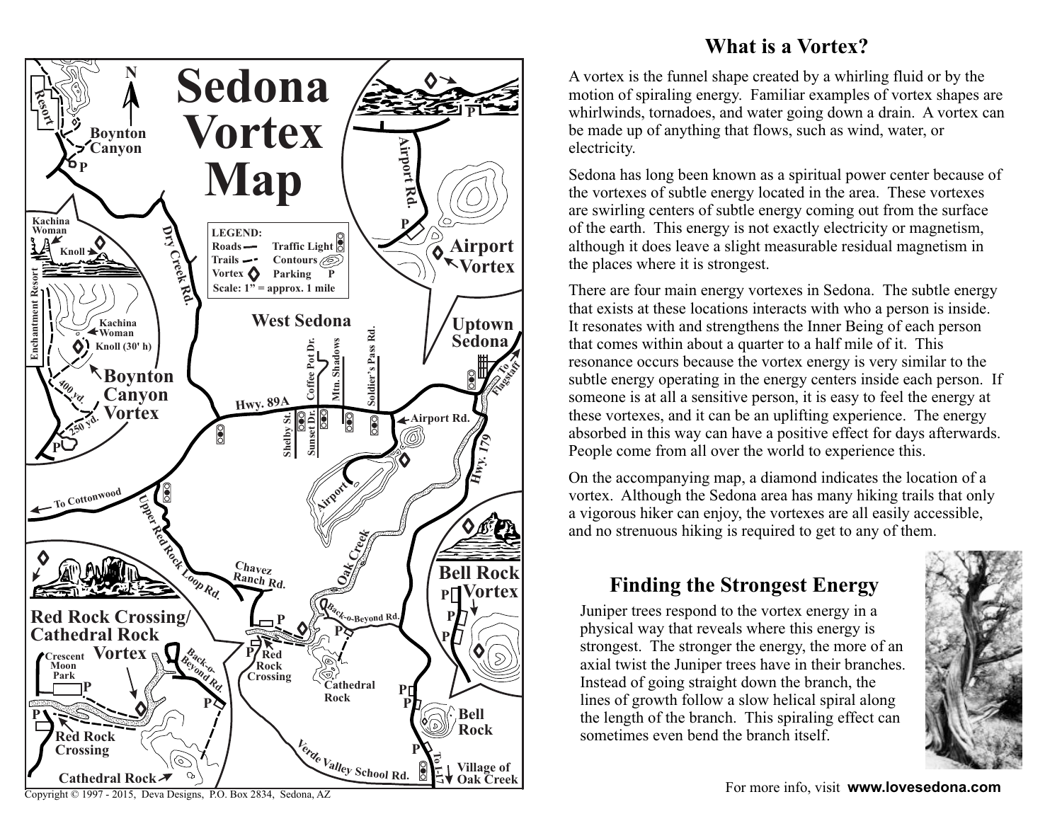# Sedona Vortex Map

LEGEND:
Roads — Traffic Light
Trails - - Contours
Vortex ◇ Parking P
Scale: 1" = approx. 1 mile

Boynton Canyon
Kachina Woman
Knoll
Enchantment Resort
Kachina Woman Knoll (30' h)
Boynton Canyon Vortex
400 yd.
250 yd.
Resort
Dry Creek Rd.
West Sedona
Hwy. 89A
Shelby St.
Sunset Dr.
Coffee Pot Dr.
Mtn. Shadows
Soldier's Pass Rd.
Airport Rd.
Airport
Airport Vortex
Uptown Sedona
To Flagstaff
Hwy. 179
To Cottonwood
Upper Red Rock Loop Rd.
Chavez Ranch Rd.
Oak Creek
Back-o-Beyond Rd.
Red Rock Crossing
Cathedral Rock
Bell Rock Vortex
Bell Rock
Red Rock Crossing/ Cathedral Rock Vortex
Crescent Moon Park
Back-o-Beyond Rd.
Red Rock Crossing
Cathedral Rock
Verde Valley School Rd.
To I-17
Village of Oak Creek

Copyright © 1997 - 2015, Deva Designs, P.O. Box 2834, Sedona, AZ

## What is a Vortex?

A vortex is the funnel shape created by a whirling fluid or by the motion of spiraling energy. Familiar examples of vortex shapes are whirlwinds, tornadoes, and water going down a drain. A vortex can be made up of anything that flows, such as wind, water, or electricity.

Sedona has long been known as a spiritual power center because of the vortexes of subtle energy located in the area. These vortexes are swirling centers of subtle energy coming out from the surface of the earth. This energy is not exactly electricity or magnetism, although it does leave a slight measurable residual magnetism in the places where it is strongest.

There are four main energy vortexes in Sedona. The subtle energy that exists at these locations interacts with who a person is inside. It resonates with and strengthens the Inner Being of each person that comes within about a quarter to a half mile of it. This resonance occurs because the vortex energy is very similar to the subtle energy operating in the energy centers inside each person. If someone is at all a sensitive person, it is easy to feel the energy at these vortexes, and it can be an uplifting experience. The energy absorbed in this way can have a positive effect for days afterwards. People come from all over the world to experience this.

On the accompanying map, a diamond indicates the location of a vortex. Although the Sedona area has many hiking trails that only a vigorous hiker can enjoy, the vortexes are all easily accessible, and no strenuous hiking is required to get to any of them.

## Finding the Strongest Energy

Juniper trees respond to the vortex energy in a physical way that reveals where this energy is strongest. The stronger the energy, the more of an axial twist the Juniper trees have in their branches. Instead of going straight down the branch, the lines of growth follow a slow helical spiral along the length of the branch. This spiraling effect can sometimes even bend the branch itself.

For more info, visit **www.lovesedona.com**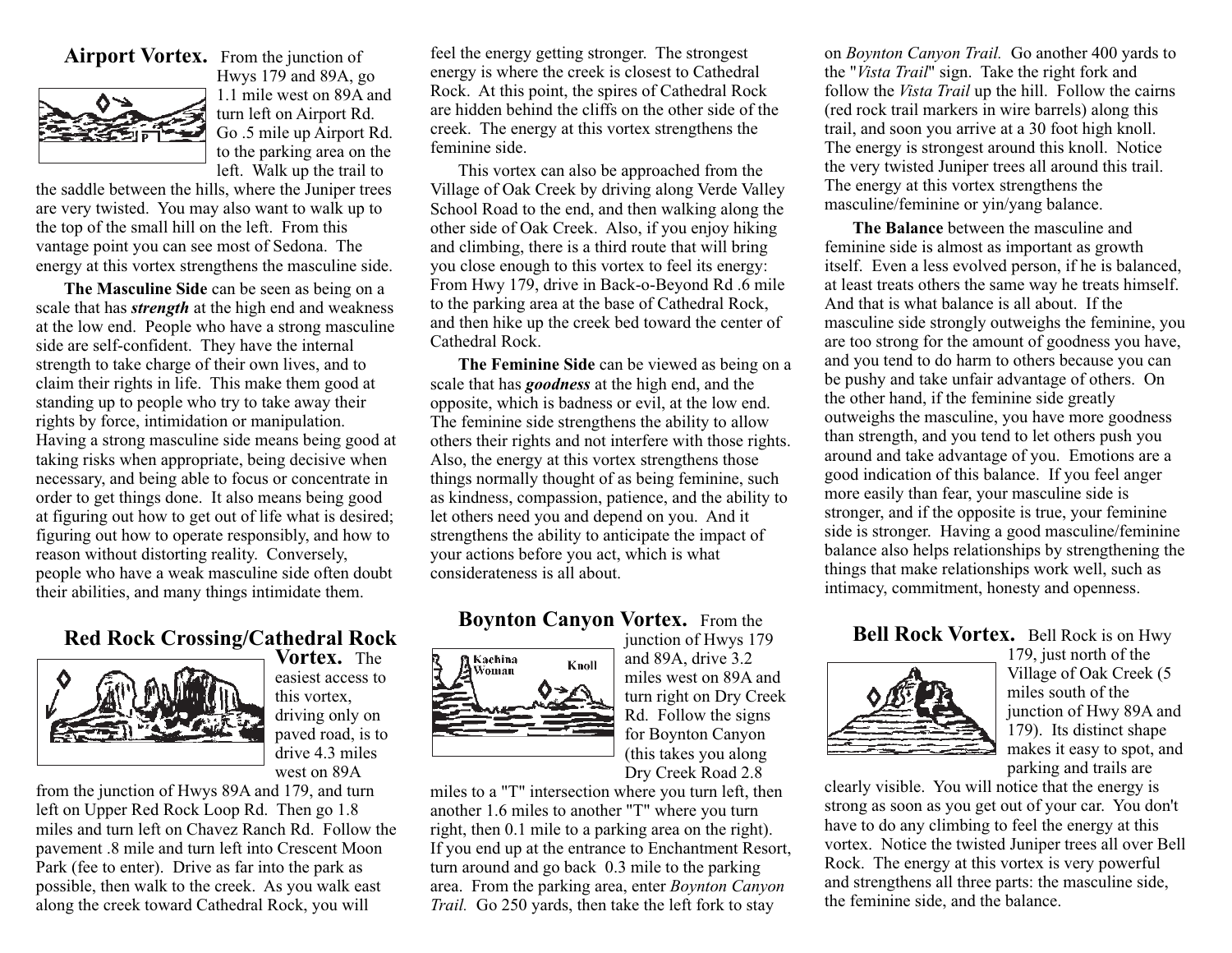## Airport Vortex.

From the junction of Hwys 179 and 89A, go 1.1 mile west on 89A and turn left on Airport Rd. Go .5 mile up Airport Rd. to the parking area on the left. Walk up the trail to the saddle between the hills, where the Juniper trees are very twisted. You may also want to walk up to the top of the small hill on the left. From this vantage point you can see most of Sedona. The energy at this vortex strengthens the masculine side.

**The Masculine Side** can be seen as being on a scale that has ***strength*** at the high end and weakness at the low end. People who have a strong masculine side are self-confident. They have the internal strength to take charge of their own lives, and to claim their rights in life. This make them good at standing up to people who try to take away their rights by force, intimidation or manipulation. Having a strong masculine side means being good at taking risks when appropriate, being decisive when necessary, and being able to focus or concentrate in order to get things done. It also means being good at figuring out how to get out of life what is desired; figuring out how to operate responsibly, and how to reason without distorting reality. Conversely, people who have a weak masculine side often doubt their abilities, and many things intimidate them.

## Red Rock Crossing/Cathedral Rock Vortex.

The easiest access to this vortex, driving only on paved road, is to drive 4.3 miles west on 89A from the junction of Hwys 89A and 179, and turn left on Upper Red Rock Loop Rd. Then go 1.8 miles and turn left on Chavez Ranch Rd. Follow the pavement .8 mile and turn left into Crescent Moon Park (fee to enter). Drive as far into the park as possible, then walk to the creek. As you walk east along the creek toward Cathedral Rock, you will feel the energy getting stronger. The strongest energy is where the creek is closest to Cathedral Rock. At this point, the spires of Cathedral Rock are hidden behind the cliffs on the other side of the creek. The energy at this vortex strengthens the feminine side.

This vortex can also be approached from the Village of Oak Creek by driving along Verde Valley School Road to the end, and then walking along the other side of Oak Creek. Also, if you enjoy hiking and climbing, there is a third route that will bring you close enough to this vortex to feel its energy: From Hwy 179, drive in Back-o-Beyond Rd .6 mile to the parking area at the base of Cathedral Rock, and then hike up the creek bed toward the center of Cathedral Rock.

**The Feminine Side** can be viewed as being on a scale that has ***goodness*** at the high end, and the opposite, which is badness or evil, at the low end. The feminine side strengthens the ability to allow others their rights and not interfere with those rights. Also, the energy at this vortex strengthens those things normally thought of as being feminine, such as kindness, compassion, patience, and the ability to let others need you and depend on you. And it strengthens the ability to anticipate the impact of your actions before you act, which is what considerateness is all about.

## Boynton Canyon Vortex.

From the junction of Hwys 179 and 89A, drive 3.2 miles west on 89A and turn right on Dry Creek Rd. Follow the signs for Boynton Canyon (this takes you along Dry Creek Road 2.8 miles to a "T" intersection where you turn left, then another 1.6 miles to another "T" where you turn right, then 0.1 mile to a parking area on the right). If you end up at the entrance to Enchantment Resort, turn around and go back 0.3 mile to the parking area. From the parking area, enter *Boynton Canyon Trail.* Go 250 yards, then take the left fork to stay on *Boynton Canyon Trail.* Go another 400 yards to the "*Vista Trail*" sign. Take the right fork and follow the *Vista Trail* up the hill. Follow the cairns (red rock trail markers in wire barrels) along this trail, and soon you arrive at a 30 foot high knoll. The energy is strongest around this knoll. Notice the very twisted Juniper trees all around this trail. The energy at this vortex strengthens the masculine/feminine or yin/yang balance.

**The Balance** between the masculine and feminine side is almost as important as growth itself. Even a less evolved person, if he is balanced, at least treats others the same way he treats himself. And that is what balance is all about. If the masculine side strongly outweighs the feminine, you are too strong for the amount of goodness you have, and you tend to do harm to others because you can be pushy and take unfair advantage of others. On the other hand, if the feminine side greatly outweighs the masculine, you have more goodness than strength, and you tend to let others push you around and take advantage of you. Emotions are a good indication of this balance. If you feel anger more easily than fear, your masculine side is stronger, and if the opposite is true, your feminine side is stronger. Having a good masculine/feminine balance also helps relationships by strengthening the things that make relationships work well, such as intimacy, commitment, honesty and openness.

## Bell Rock Vortex.

Bell Rock is on Hwy 179, just north of the Village of Oak Creek (5 miles south of the junction of Hwy 89A and 179). Its distinct shape makes it easy to spot, and parking and trails are clearly visible. You will notice that the energy is strong as soon as you get out of your car. You don't have to do any climbing to feel the energy at this vortex. Notice the twisted Juniper trees all over Bell Rock. The energy at this vortex is very powerful and strengthens all three parts: the masculine side, the feminine side, and the balance.